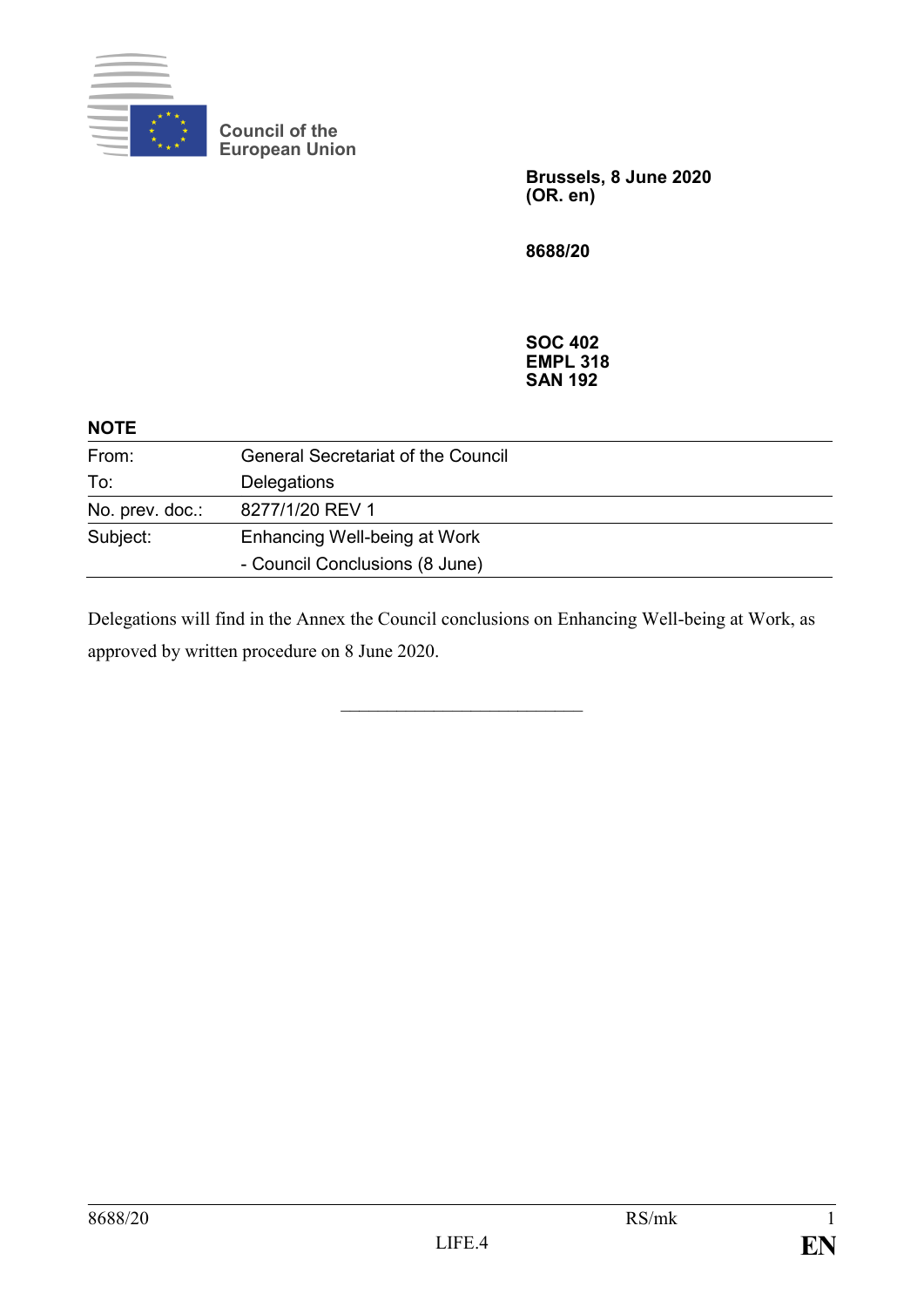Council of the European Union

**Brussels, 8 June 2020**
**(OR. en)**

**8688/20**

**SOC 402**
**EMPL 318**
**SAN 192**

**NOTE**

| | |
|---|---|
| From: | General Secretariat of the Council |
| To: | Delegations |
| No. prev. doc.: | 8277/1/20 REV 1 |
| Subject: | Enhancing Well-being at Work<br>- Council Conclusions (8 June) |

Delegations will find in the Annex the Council conclusions on Enhancing Well-being at Work, as approved by written procedure on 8 June 2020.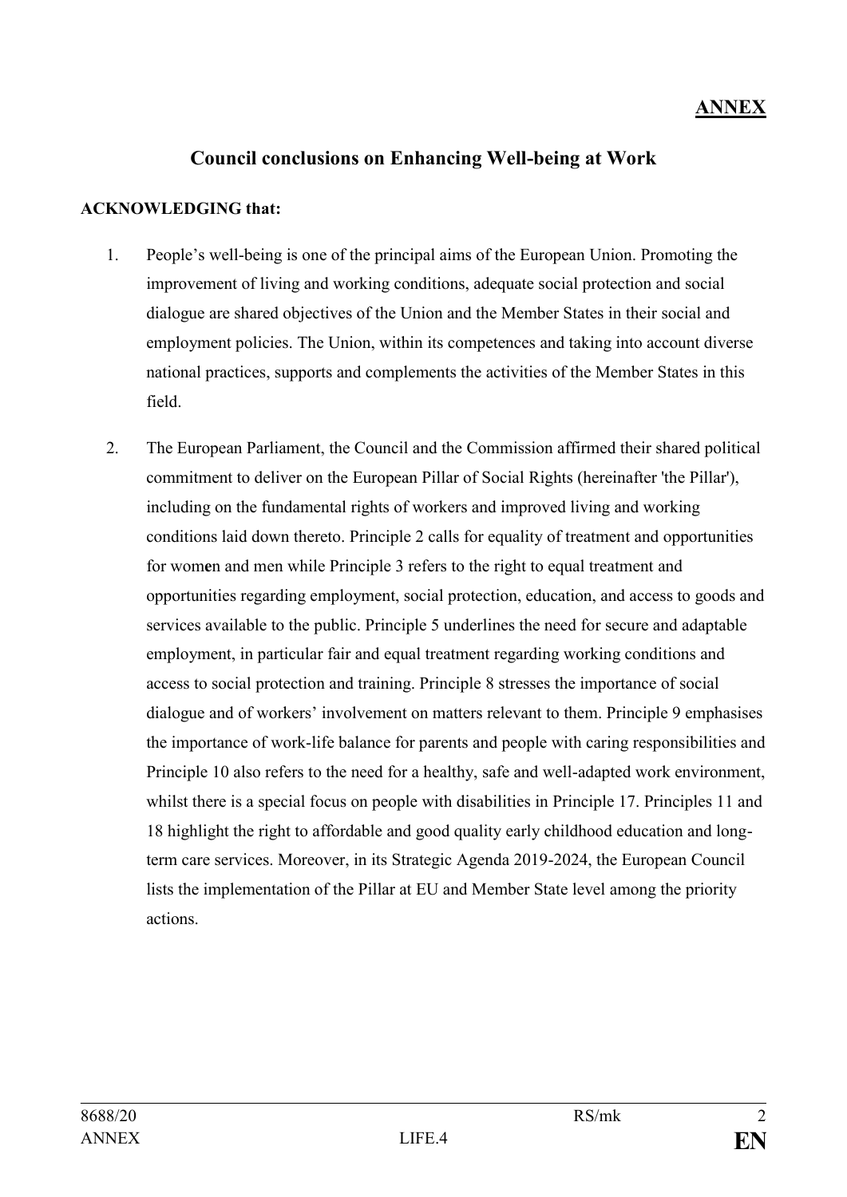**ANNEX**

# Council conclusions on Enhancing Well-being at Work

**ACKNOWLEDGING that:**

1. People's well-being is one of the principal aims of the European Union. Promoting the improvement of living and working conditions, adequate social protection and social dialogue are shared objectives of the Union and the Member States in their social and employment policies. The Union, within its competences and taking into account diverse national practices, supports and complements the activities of the Member States in this field.

2. The European Parliament, the Council and the Commission affirmed their shared political commitment to deliver on the European Pillar of Social Rights (hereinafter 'the Pillar'), including on the fundamental rights of workers and improved living and working conditions laid down thereto. Principle 2 calls for equality of treatment and opportunities for women and men while Principle 3 refers to the right to equal treatment and opportunities regarding employment, social protection, education, and access to goods and services available to the public. Principle 5 underlines the need for secure and adaptable employment, in particular fair and equal treatment regarding working conditions and access to social protection and training. Principle 8 stresses the importance of social dialogue and of workers' involvement on matters relevant to them. Principle 9 emphasises the importance of work-life balance for parents and people with caring responsibilities and Principle 10 also refers to the need for a healthy, safe and well-adapted work environment, whilst there is a special focus on people with disabilities in Principle 17. Principles 11 and 18 highlight the right to affordable and good quality early childhood education and long-term care services. Moreover, in its Strategic Agenda 2019-2024, the European Council lists the implementation of the Pillar at EU and Member State level among the priority actions.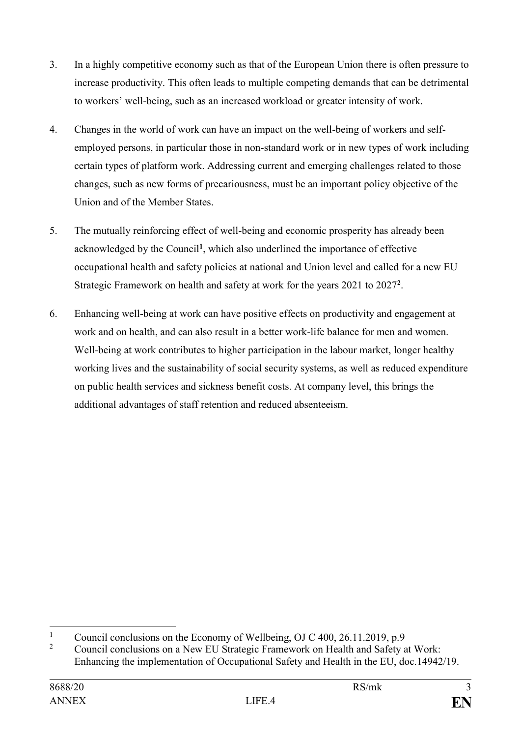3. In a highly competitive economy such as that of the European Union there is often pressure to increase productivity. This often leads to multiple competing demands that can be detrimental to workers' well-being, such as an increased workload or greater intensity of work.

4. Changes in the world of work can have an impact on the well-being of workers and self-employed persons, in particular those in non-standard work or in new types of work including certain types of platform work. Addressing current and emerging challenges related to those changes, such as new forms of precariousness, must be an important policy objective of the Union and of the Member States.

5. The mutually reinforcing effect of well-being and economic prosperity has already been acknowledged by the Council[1], which also underlined the importance of effective occupational health and safety policies at national and Union level and called for a new EU Strategic Framework on health and safety at work for the years 2021 to 2027[2].

6. Enhancing well-being at work can have positive effects on productivity and engagement at work and on health, and can also result in a better work-life balance for men and women. Well-being at work contributes to higher participation in the labour market, longer healthy working lives and the sustainability of social security systems, as well as reduced expenditure on public health services and sickness benefit costs. At company level, this brings the additional advantages of staff retention and reduced absenteeism.

---

[1] Council conclusions on the Economy of Wellbeing, OJ C 400, 26.11.2019, p.9

[2] Council conclusions on a New EU Strategic Framework on Health and Safety at Work: Enhancing the implementation of Occupational Safety and Health in the EU, doc.14942/19.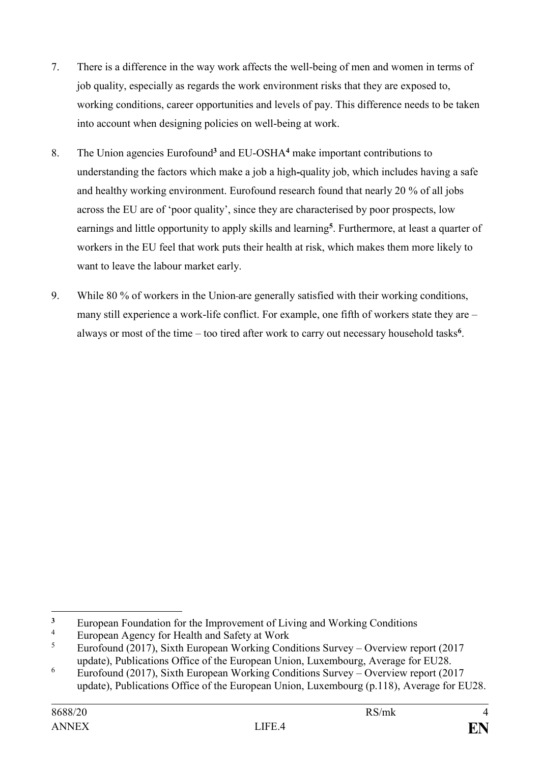7. There is a difference in the way work affects the well-being of men and women in terms of job quality, especially as regards the work environment risks that they are exposed to, working conditions, career opportunities and levels of pay. This difference needs to be taken into account when designing policies on well-being at work.

8. The Union agencies Eurofound[3] and EU-OSHA[4] make important contributions to understanding the factors which make a job a high-quality job, which includes having a safe and healthy working environment. Eurofound research found that nearly 20 % of all jobs across the EU are of 'poor quality', since they are characterised by poor prospects, low earnings and little opportunity to apply skills and learning[5]. Furthermore, at least a quarter of workers in the EU feel that work puts their health at risk, which makes them more likely to want to leave the labour market early.

9. While 80 % of workers in the Union are generally satisfied with their working conditions, many still experience a work-life conflict. For example, one fifth of workers state they are – always or most of the time – too tired after work to carry out necessary household tasks[6].

---

[3] European Foundation for the Improvement of Living and Working Conditions

[4] European Agency for Health and Safety at Work

[5] Eurofound (2017), Sixth European Working Conditions Survey – Overview report (2017 update), Publications Office of the European Union, Luxembourg, Average for EU28.

[6] Eurofound (2017), Sixth European Working Conditions Survey – Overview report (2017 update), Publications Office of the European Union, Luxembourg (p.118), Average for EU28.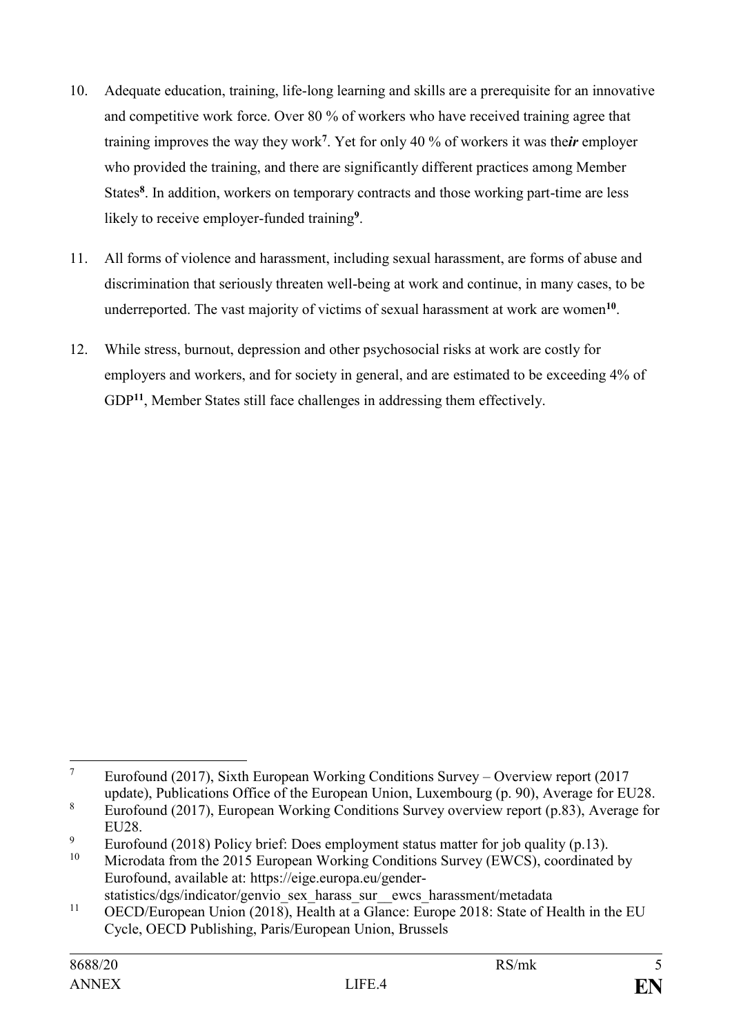10. Adequate education, training, life-long learning and skills are a prerequisite for an innovative and competitive work force. Over 80 % of workers who have received training agree that training improves the way they work[7]. Yet for only 40 % of workers it was the*ir* employer who provided the training, and there are significantly different practices among Member States[8]. In addition, workers on temporary contracts and those working part-time are less likely to receive employer-funded training[9].

11. All forms of violence and harassment, including sexual harassment, are forms of abuse and discrimination that seriously threaten well-being at work and continue, in many cases, to be underreported. The vast majority of victims of sexual harassment at work are women[10].

12. While stress, burnout, depression and other psychosocial risks at work are costly for employers and workers, and for society in general, and are estimated to be exceeding 4% of GDP[11], Member States still face challenges in addressing them effectively.

---

[7] Eurofound (2017), Sixth European Working Conditions Survey – Overview report (2017 update), Publications Office of the European Union, Luxembourg (p. 90), Average for EU28.

[8] Eurofound (2017), European Working Conditions Survey overview report (p.83), Average for EU28.

[9] Eurofound (2018) Policy brief: Does employment status matter for job quality (p.13).

[10] Microdata from the 2015 European Working Conditions Survey (EWCS), coordinated by Eurofound, available at: https://eige.europa.eu/gender-statistics/dgs/indicator/genvio_sex_harass_sur__ewcs_harassment/metadata

[11] OECD/European Union (2018), Health at a Glance: Europe 2018: State of Health in the EU Cycle, OECD Publishing, Paris/European Union, Brussels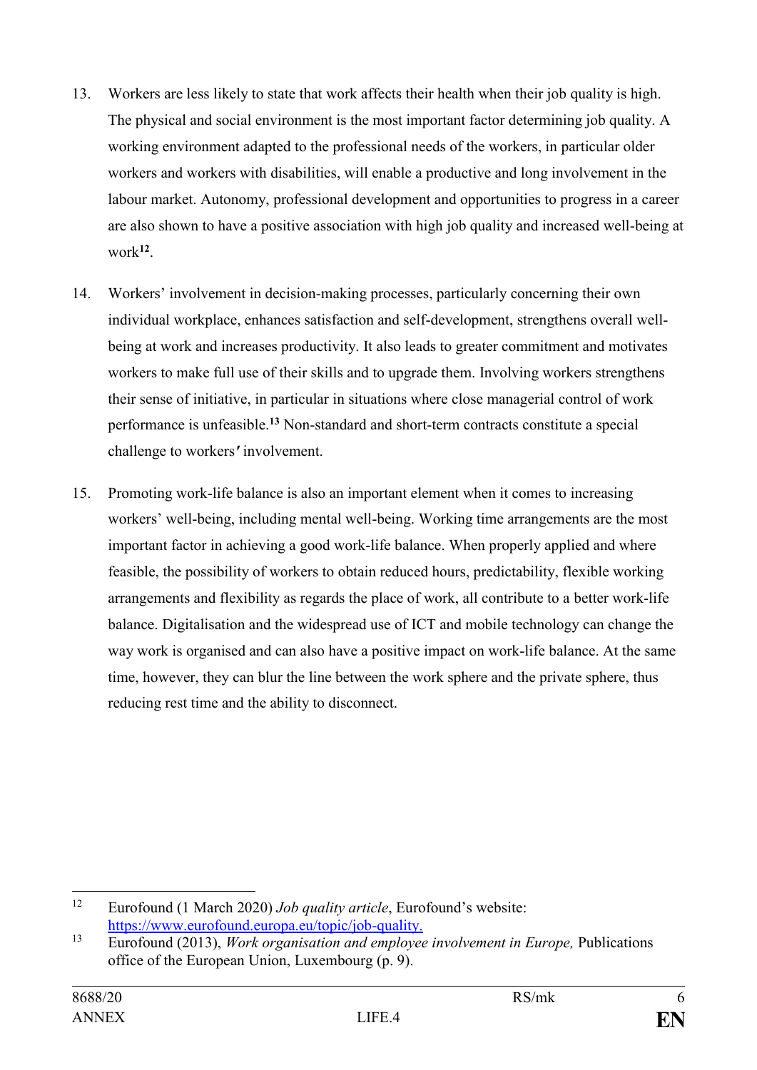13. Workers are less likely to state that work affects their health when their job quality is high. The physical and social environment is the most important factor determining job quality. A working environment adapted to the professional needs of the workers, in particular older workers and workers with disabilities, will enable a productive and long involvement in the labour market. Autonomy, professional development and opportunities to progress in a career are also shown to have a positive association with high job quality and increased well-being at work[12].

14. Workers' involvement in decision-making processes, particularly concerning their own individual workplace, enhances satisfaction and self-development, strengthens overall well-being at work and increases productivity. It also leads to greater commitment and motivates workers to make full use of their skills and to upgrade them. Involving workers strengthens their sense of initiative, in particular in situations where close managerial control of work performance is unfeasible.[13] Non-standard and short-term contracts constitute a special challenge to workers' involvement.

15. Promoting work-life balance is also an important element when it comes to increasing workers' well-being, including mental well-being. Working time arrangements are the most important factor in achieving a good work-life balance. When properly applied and where feasible, the possibility of workers to obtain reduced hours, predictability, flexible working arrangements and flexibility as regards the place of work, all contribute to a better work-life balance. Digitalisation and the widespread use of ICT and mobile technology can change the way work is organised and can also have a positive impact on work-life balance. At the same time, however, they can blur the line between the work sphere and the private sphere, thus reducing rest time and the ability to disconnect.

---

[12] Eurofound (1 March 2020) *Job quality article*, Eurofound's website: https://www.eurofound.europa.eu/topic/job-quality.

[13] Eurofound (2013), *Work organisation and employee involvement in Europe,* Publications office of the European Union, Luxembourg (p. 9).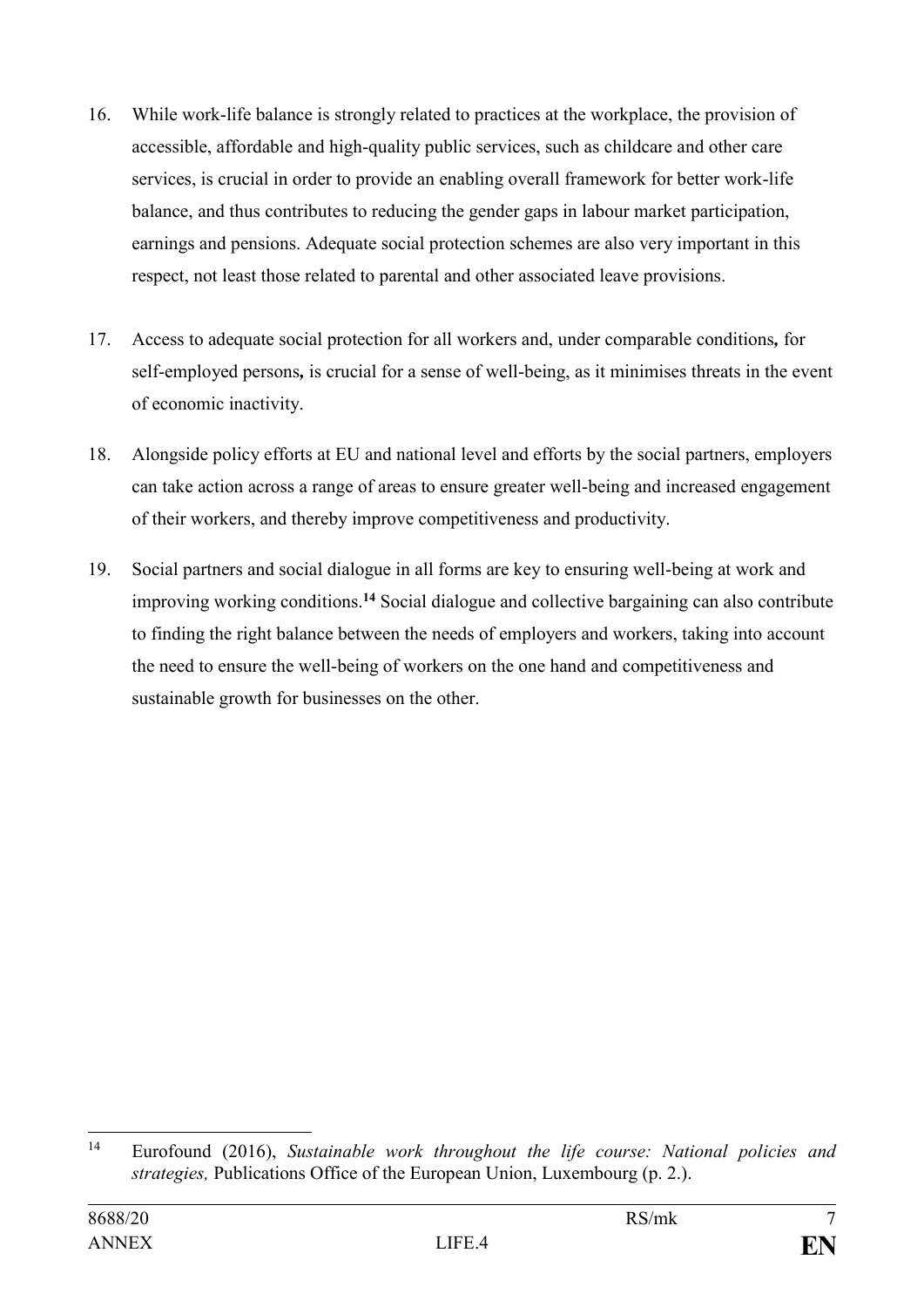16. While work-life balance is strongly related to practices at the workplace, the provision of accessible, affordable and high-quality public services, such as childcare and other care services, is crucial in order to provide an enabling overall framework for better work-life balance, and thus contributes to reducing the gender gaps in labour market participation, earnings and pensions. Adequate social protection schemes are also very important in this respect, not least those related to parental and other associated leave provisions.

17. Access to adequate social protection for all workers and, under comparable conditions**,** for self-employed persons**,** is crucial for a sense of well-being, as it minimises threats in the event of economic inactivity.

18. Alongside policy efforts at EU and national level and efforts by the social partners, employers can take action across a range of areas to ensure greater well-being and increased engagement of their workers, and thereby improve competitiveness and productivity.

19. Social partners and social dialogue in all forms are key to ensuring well-being at work and improving working conditions.[14] Social dialogue and collective bargaining can also contribute to finding the right balance between the needs of employers and workers, taking into account the need to ensure the well-being of workers on the one hand and competitiveness and sustainable growth for businesses on the other.

---

[14] Eurofound (2016), *Sustainable work throughout the life course: National policies and strategies,* Publications Office of the European Union, Luxembourg (p. 2.).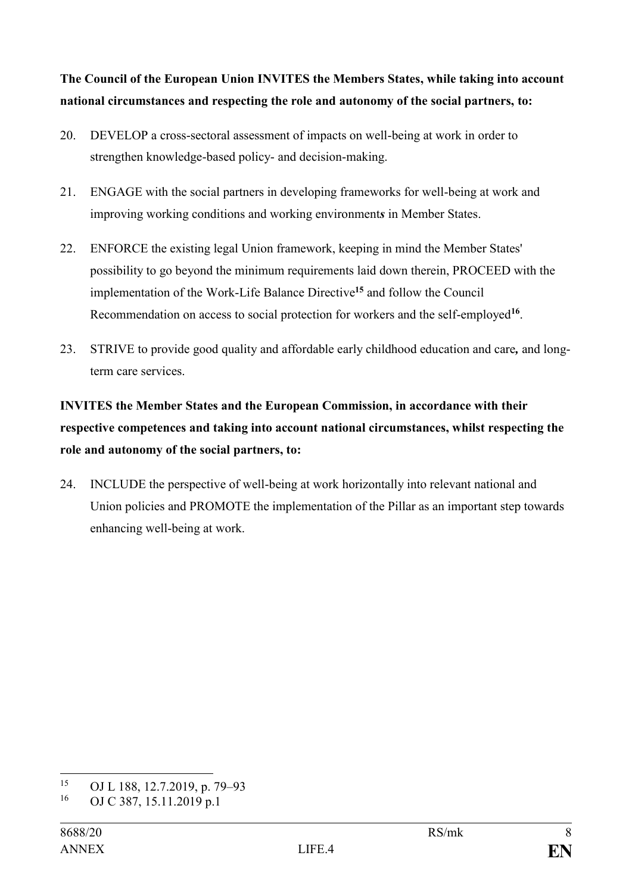**The Council of the European Union INVITES the Members States, while taking into account national circumstances and respecting the role and autonomy of the social partners, to:**

20. DEVELOP a cross-sectoral assessment of impacts on well-being at work in order to strengthen knowledge-based policy- and decision-making.

21. ENGAGE with the social partners in developing frameworks for well-being at work and improving working conditions and working environment*s* in Member States.

22. ENFORCE the existing legal Union framework, keeping in mind the Member States' possibility to go beyond the minimum requirements laid down therein, PROCEED with the implementation of the Work-Life Balance Directive[15] and follow the Council Recommendation on access to social protection for workers and the self-employed[16].

23. STRIVE to provide good quality and affordable early childhood education and care*,* and long-term care services.

**INVITES the Member States and the European Commission, in accordance with their respective competences and taking into account national circumstances, whilst respecting the role and autonomy of the social partners, to:**

24. INCLUDE the perspective of well-being at work horizontally into relevant national and Union policies and PROMOTE the implementation of the Pillar as an important step towards enhancing well-being at work.

---

[15] OJ L 188, 12.7.2019, p. 79–93

[16] OJ C 387, 15.11.2019 p.1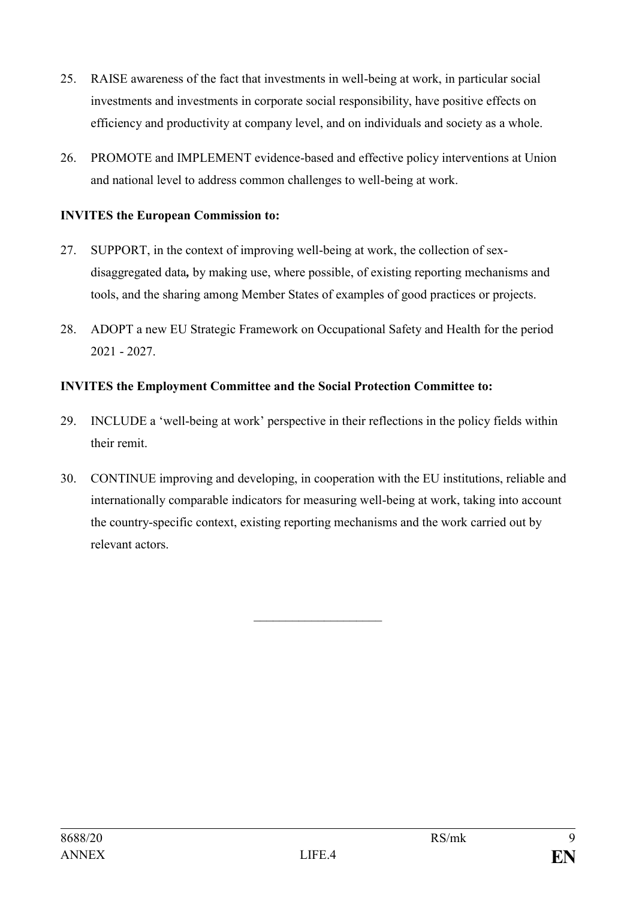25. RAISE awareness of the fact that investments in well-being at work, in particular social investments and investments in corporate social responsibility, have positive effects on efficiency and productivity at company level, and on individuals and society as a whole.

26. PROMOTE and IMPLEMENT evidence-based and effective policy interventions at Union and national level to address common challenges to well-being at work.

**INVITES the European Commission to:**

27. SUPPORT, in the context of improving well-being at work, the collection of sex-disaggregated data**,** by making use, where possible, of existing reporting mechanisms and tools, and the sharing among Member States of examples of good practices or projects.

28. ADOPT a new EU Strategic Framework on Occupational Safety and Health for the period 2021 - 2027.

**INVITES the Employment Committee and the Social Protection Committee to:**

29. INCLUDE a 'well-being at work' perspective in their reflections in the policy fields within their remit.

30. CONTINUE improving and developing, in cooperation with the EU institutions, reliable and internationally comparable indicators for measuring well-being at work, taking into account the country-specific context, existing reporting mechanisms and the work carried out by relevant actors.

---